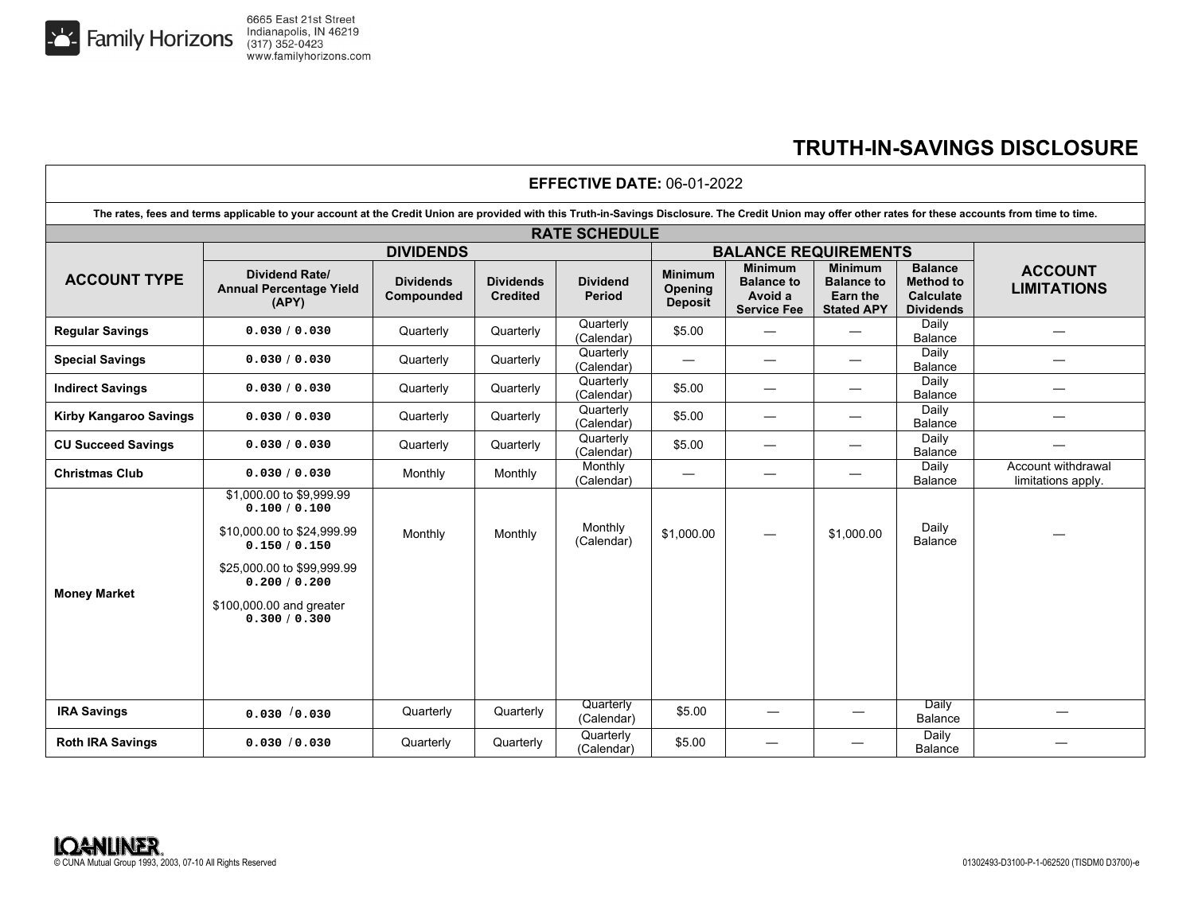Family Horizons
6665 East 21st Street
Indianapolis, IN 46219
(317) 352-0423
www.familyhorizons.com

# TRUTH-IN-SAVINGS DISCLOSURE

**EFFECTIVE DATE:** 06-01-2022

**The rates, fees and terms applicable to your account at the Credit Union are provided with this Truth-in-Savings Disclosure. The Credit Union may offer other rates for these accounts from time to time.**

## RATE SCHEDULE

| ACCOUNT TYPE | DIVIDENDS | | | | BALANCE REQUIREMENTS | | | | ACCOUNT LIMITATIONS |
|---|---|---|---|---|---|---|---|---|---|
| | Dividend Rate/ Annual Percentage Yield (APY) | Dividends Compounded | Dividends Credited | Dividend Period | Minimum Opening Deposit | Minimum Balance to Avoid a Service Fee | Minimum Balance to Earn the Stated APY | Balance Method to Calculate Dividends | |
| **Regular Savings** | 0.030 / 0.030 | Quarterly | Quarterly | Quarterly (Calendar) | $5.00 | — | — | Daily Balance | — |
| **Special Savings** | 0.030 / 0.030 | Quarterly | Quarterly | Quarterly (Calendar) | — | — | — | Daily Balance | — |
| **Indirect Savings** | 0.030 / 0.030 | Quarterly | Quarterly | Quarterly (Calendar) | $5.00 | — | — | Daily Balance | — |
| **Kirby Kangaroo Savings** | 0.030 / 0.030 | Quarterly | Quarterly | Quarterly (Calendar) | $5.00 | — | — | Daily Balance | — |
| **CU Succeed Savings** | 0.030 / 0.030 | Quarterly | Quarterly | Quarterly (Calendar) | $5.00 | — | — | Daily Balance | — |
| **Christmas Club** | 0.030 / 0.030 | Monthly | Monthly | Monthly (Calendar) | — | — | — | Daily Balance | Account withdrawal limitations apply. |
| **Money Market** | $1,000.00 to $9,999.99 0.100 / 0.100<br>$10,000.00 to $24,999.99 0.150 / 0.150<br>$25,000.00 to $99,999.99 0.200 / 0.200<br>$100,000.00 and greater 0.300 / 0.300 | Monthly | Monthly | Monthly (Calendar) | $1,000.00 | — | $1,000.00 | Daily Balance | — |
| **IRA Savings** | 0.030 / 0.030 | Quarterly | Quarterly | Quarterly (Calendar) | $5.00 | — | — | Daily Balance | — |
| **Roth IRA Savings** | 0.030 / 0.030 | Quarterly | Quarterly | Quarterly (Calendar) | $5.00 | — | — | Daily Balance | — |

LOANLINER
© CUNA Mutual Group 1993, 2003, 07-10 All Rights Reserved

01302493-D3100-P-1-062520 (TISDM0 D3700)-e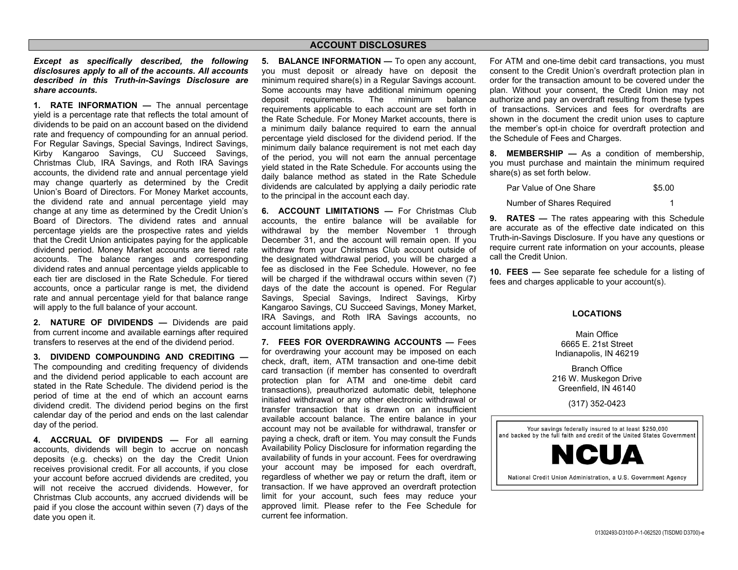## ACCOUNT DISCLOSURES

***Except as specifically described, the following disclosures apply to all of the accounts. All accounts described in this Truth-in-Savings Disclosure are share accounts.***

**1. RATE INFORMATION —** The annual percentage yield is a percentage rate that reflects the total amount of dividends to be paid on an account based on the dividend rate and frequency of compounding for an annual period. For Regular Savings, Special Savings, Indirect Savings, Kirby Kangaroo Savings, CU Succeed Savings, Christmas Club, IRA Savings, and Roth IRA Savings accounts, the dividend rate and annual percentage yield may change quarterly as determined by the Credit Union's Board of Directors. For Money Market accounts, the dividend rate and annual percentage yield may change at any time as determined by the Credit Union's Board of Directors. The dividend rates and annual percentage yields are the prospective rates and yields that the Credit Union anticipates paying for the applicable dividend period. Money Market accounts are tiered rate accounts. The balance ranges and corresponding dividend rates and annual percentage yields applicable to each tier are disclosed in the Rate Schedule. For tiered accounts, once a particular range is met, the dividend rate and annual percentage yield for that balance range will apply to the full balance of your account.

**2. NATURE OF DIVIDENDS —** Dividends are paid from current income and available earnings after required transfers to reserves at the end of the dividend period.

**3. DIVIDEND COMPOUNDING AND CREDITING —** The compounding and crediting frequency of dividends and the dividend period applicable to each account are stated in the Rate Schedule. The dividend period is the period of time at the end of which an account earns dividend credit. The dividend period begins on the first calendar day of the period and ends on the last calendar day of the period.

**4. ACCRUAL OF DIVIDENDS —** For all earning accounts, dividends will begin to accrue on noncash deposits (e.g. checks) on the day the Credit Union receives provisional credit. For all accounts, if you close your account before accrued dividends are credited, you will not receive the accrued dividends. However, for Christmas Club accounts, any accrued dividends will be paid if you close the account within seven (7) days of the date you open it.

**5. BALANCE INFORMATION —** To open any account, you must deposit or already have on deposit the minimum required share(s) in a Regular Savings account. Some accounts may have additional minimum opening deposit requirements. The minimum balance requirements applicable to each account are set forth in the Rate Schedule. For Money Market accounts, there is a minimum daily balance required to earn the annual percentage yield disclosed for the dividend period. If the minimum daily balance requirement is not met each day of the period, you will not earn the annual percentage yield stated in the Rate Schedule. For accounts using the daily balance method as stated in the Rate Schedule dividends are calculated by applying a daily periodic rate to the principal in the account each day.

**6. ACCOUNT LIMITATIONS —** For Christmas Club accounts, the entire balance will be available for withdrawal by the member November 1 through December 31, and the account will remain open. If you withdraw from your Christmas Club account outside of the designated withdrawal period, you will be charged a fee as disclosed in the Fee Schedule. However, no fee will be charged if the withdrawal occurs within seven (7) days of the date the account is opened. For Regular Savings, Special Savings, Indirect Savings, Kirby Kangaroo Savings, CU Succeed Savings, Money Market, IRA Savings, and Roth IRA Savings accounts, no account limitations apply.

**7. FEES FOR OVERDRAWING ACCOUNTS —** Fees for overdrawing your account may be imposed on each check, draft, item, ATM transaction and one-time debit card transaction (if member has consented to overdraft protection plan for ATM and one-time debit card transactions), preauthorized automatic debit, telephone initiated withdrawal or any other electronic withdrawal or transfer transaction that is drawn on an insufficient available account balance. The entire balance in your account may not be available for withdrawal, transfer or paying a check, draft or item. You may consult the Funds Availability Policy Disclosure for information regarding the availability of funds in your account. Fees for overdrawing your account may be imposed for each overdraft, regardless of whether we pay or return the draft, item or transaction. If we have approved an overdraft protection limit for your account, such fees may reduce your approved limit. Please refer to the Fee Schedule for current fee information.

For ATM and one-time debit card transactions, you must consent to the Credit Union's overdraft protection plan in order for the transaction amount to be covered under the plan. Without your consent, the Credit Union may not authorize and pay an overdraft resulting from these types of transactions. Services and fees for overdrafts are shown in the document the credit union uses to capture the member's opt-in choice for overdraft protection and the Schedule of Fees and Charges.

**8. MEMBERSHIP —** As a condition of membership, you must purchase and maintain the minimum required share(s) as set forth below.

| | |
|---|---|
| Par Value of One Share | $5.00 |
| Number of Shares Required | 1 |

**9. RATES —** The rates appearing with this Schedule are accurate as of the effective date indicated on this Truth-in-Savings Disclosure. If you have any questions or require current rate information on your accounts, please call the Credit Union.

**10. FEES —** See separate fee schedule for a listing of fees and charges applicable to your account(s).

### LOCATIONS

Main Office
6665 E. 21st Street
Indianapolis, IN 46219

Branch Office
216 W. Muskegon Drive
Greenfield, IN 46140

(317) 352-0423

Your savings federally insured to at least $250,000
and backed by the full faith and credit of the United States Government

**NCUA**

National Credit Union Administration, a U.S. Government Agency

01302493-D3100-P-1-062520 (TISDM0 D3700)-e